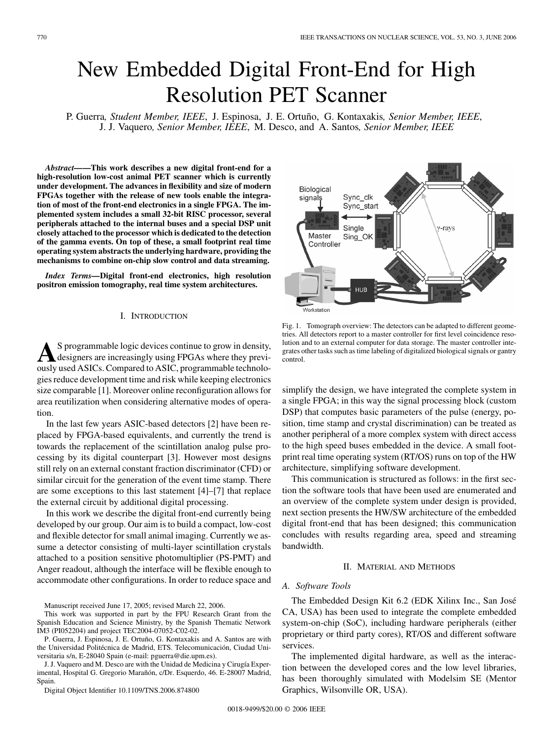# New Embedded Digital Front-End for High Resolution PET Scanner

P. Guerra, *Student Member, IEEE*, J. Espinosa, J. E. Ortuño, G. Kontaxakis, *Senior Member, IEEE*, J. J. Vaquero, *Senior Member, IEEE*, M. Desco, and A. Santos, *Senior Member, IEEE*

***Abstract*——This work describes a new digital front-end for a high-resolution low-cost animal PET scanner which is currently under development. The advances in flexibility and size of modern FPGAs together with the release of new tools enable the integration of most of the front-end electronics in a single FPGA. The implemented system includes a small 32-bit RISC processor, several peripherals attached to the internal buses and a special DSP unit closely attached to the processor which is dedicated to the detection of the gamma events. On top of these, a small footprint real time operating system abstracts the underlying hardware, providing the mechanisms to combine on-chip slow control and data streaming.**

***Index Terms*—Digital front-end electronics, high resolution positron emission tomography, real time system architectures.**

## I. Introduction

As programmable logic devices continue to grow in density, designers are increasingly using FPGAs where they previously used ASICs. Compared to ASIC, programmable technologies reduce development time and risk while keeping electronics size comparable [1]. Moreover online reconfiguration allows for area reutilization when considering alternative modes of operation.

In the last few years ASIC-based detectors [2] have been replaced by FPGA-based equivalents, and currently the trend is towards the replacement of the scintillation analog pulse processing by its digital counterpart [3]. However most designs still rely on an external constant fraction discriminator (CFD) or similar circuit for the generation of the event time stamp. There are some exceptions to this last statement [4]–[7] that replace the external circuit by additional digital processing.

In this work we describe the digital front-end currently being developed by our group. Our aim is to build a compact, low-cost and flexible detector for small animal imaging. Currently we assume a detector consisting of multi-layer scintillation crystals attached to a position sensitive photomultiplier (PS-PMT) and Anger readout, although the interface will be flexible enough to accommodate other configurations. In order to reduce space and simplify the design, we have integrated the complete system in a single FPGA; in this way the signal processing block (custom DSP) that computes basic parameters of the pulse (energy, position, time stamp and crystal discrimination) can be treated as another peripheral of a more complex system with direct access to the high speed buses embedded in the device. A small footprint real time operating system (RT/OS) runs on top of the HW architecture, simplifying software development.

This communication is structured as follows: in the first section the software tools that have been used are enumerated and an overview of the complete system under design is provided, next section presents the HW/SW architecture of the embedded digital front-end that has been designed; this communication concludes with results regarding area, speed and streaming bandwidth.

Biological signals
Sync_clk
Sync_start
Single
Sing_OK
Master Controller
γ-rays
HUB
Workstation

Fig. 1. Tomograph overview: The detectors can be adapted to different geometries. All detectors report to a master controller for first level coincidence resolution and to an external computer for data storage. The master controller integrates other tasks such as time labeling of digitalized biological signals or gantry control.

## II. Material and Methods

### A. Software Tools

The Embedded Design Kit 6.2 (EDK Xilinx Inc., San José CA, USA) has been used to integrate the complete embedded system-on-chip (SoC), including hardware peripherals (either proprietary or third party cores), RT/OS and different software services.

The implemented digital hardware, as well as the interaction between the developed cores and the low level libraries, has been thoroughly simulated with Modelsim SE (Mentor Graphics, Wilsonville OR, USA).

Manuscript received June 17, 2005; revised March 22, 2006.

This work was supported in part by the FPU Research Grant from the Spanish Education and Science Ministry, by the Spanish Thematic Network IM3 (PI052204) and project TEC2004-07052-C02-02.

P. Guerra, J. Espinosa, J. E. Ortuño, G. Kontaxakis and A. Santos are with the Universidad Politécnica de Madrid, ETS. Telecomunicación, Ciudad Universitaria s/n, E-28040 Spain (e-mail: pguerra@die.upm.es).

J. J. Vaquero and M. Desco are with the Unidad de Medicina y Cirugía Experimental, Hospital G. Gregorio Marañón, c/Dr. Esquerdo, 46. E-28007 Madrid, Spain.

Digital Object Identifier 10.1109/TNS.2006.874800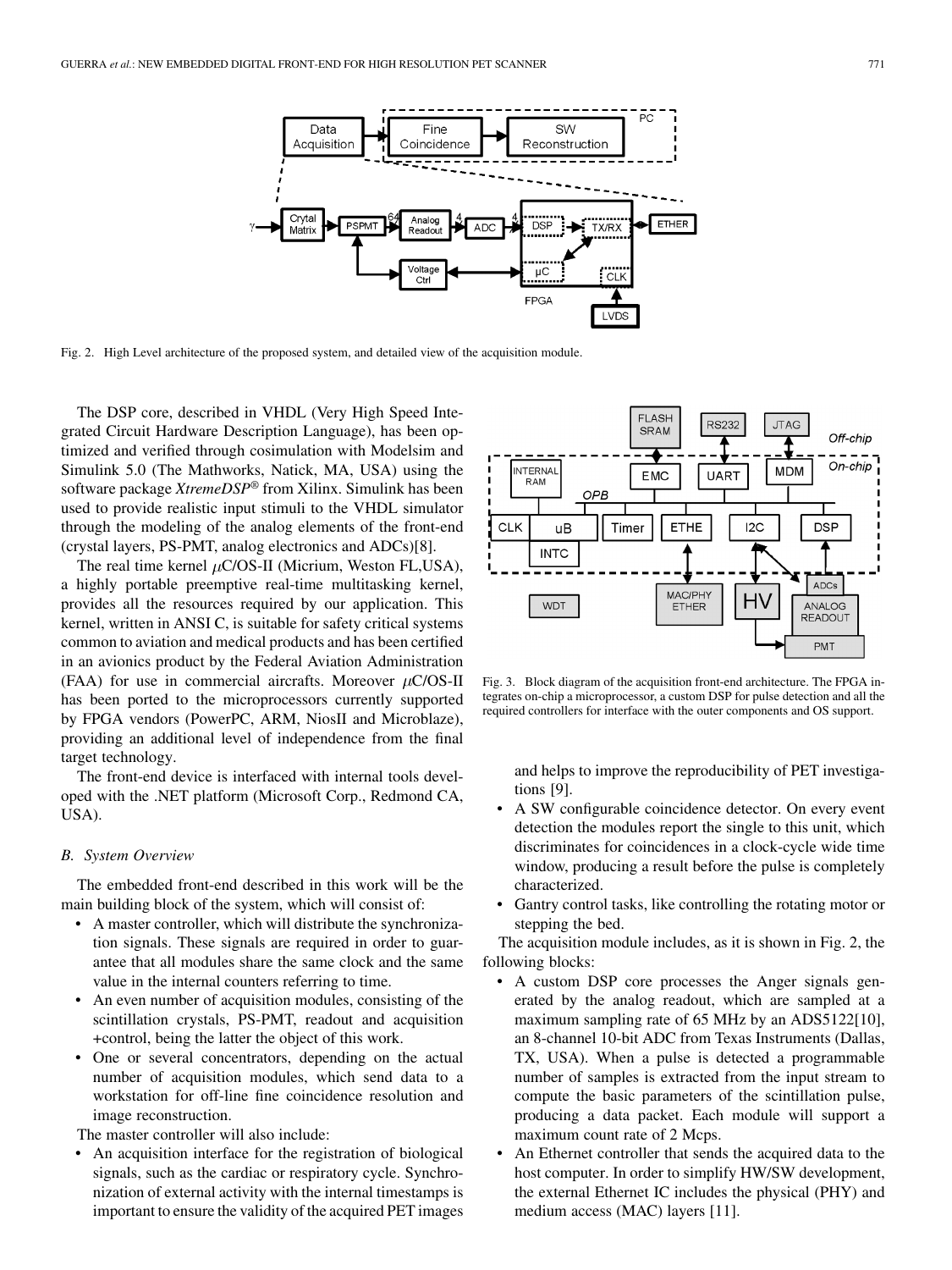Fig. 2. High Level architecture of the proposed system, and detailed view of the acquisition module.

The DSP core, described in VHDL (Very High Speed Integrated Circuit Hardware Description Language), has been optimized and verified through cosimulation with Modelsim and Simulink 5.0 (The Mathworks, Natick, MA, USA) using the software package *XtremeDSP*® from Xilinx. Simulink has been used to provide realistic input stimuli to the VHDL simulator through the modeling of the analog elements of the front-end (crystal layers, PS-PMT, analog electronics and ADCs)[8].

The real time kernel $\mu$C/OS-II (Micrium, Weston FL,USA), a highly portable preemptive real-time multitasking kernel, provides all the resources required by our application. This kernel, written in ANSI C, is suitable for safety critical systems common to aviation and medical products and has been certified in an avionics product by the Federal Aviation Administration (FAA) for use in commercial aircrafts. Moreover $\mu$C/OS-II has been ported to the microprocessors currently supported by FPGA vendors (PowerPC, ARM, NiosII and Microblaze), providing an additional level of independence from the final target technology.

The front-end device is interfaced with internal tools developed with the .NET platform (Microsoft Corp., Redmond CA, USA).

### B. System Overview

The embedded front-end described in this work will be the main building block of the system, which will consist of:

- A master controller, which will distribute the synchronization signals. These signals are required in order to guarantee that all modules share the same clock and the same value in the internal counters referring to time.
- An even number of acquisition modules, consisting of the scintillation crystals, PS-PMT, readout and acquisition +control, being the latter the object of this work.
- One or several concentrators, depending on the actual number of acquisition modules, which send data to a workstation for off-line fine coincidence resolution and image reconstruction.

The master controller will also include:

- An acquisition interface for the registration of biological signals, such as the cardiac or respiratory cycle. Synchronization of external activity with the internal timestamps is important to ensure the validity of the acquired PET images and helps to improve the reproducibility of PET investigations [9].
- A SW configurable coincidence detector. On every event detection the modules report the single to this unit, which discriminates for coincidences in a clock-cycle wide time window, producing a result before the pulse is completely characterized.
- Gantry control tasks, like controlling the rotating motor or stepping the bed.

Fig. 3. Block diagram of the acquisition front-end architecture. The FPGA integrates on-chip a microprocessor, a custom DSP for pulse detection and all the required controllers for interface with the outer components and OS support.

The acquisition module includes, as it is shown in Fig. 2, the following blocks:

- A custom DSP core processes the Anger signals generated by the analog readout, which are sampled at a maximum sampling rate of 65 MHz by an ADS5122[10], an 8-channel 10-bit ADC from Texas Instruments (Dallas, TX, USA). When a pulse is detected a programmable number of samples is extracted from the input stream to compute the basic parameters of the scintillation pulse, producing a data packet. Each module will support a maximum count rate of 2 Mcps.
- An Ethernet controller that sends the acquired data to the host computer. In order to simplify HW/SW development, the external Ethernet IC includes the physical (PHY) and medium access (MAC) layers [11].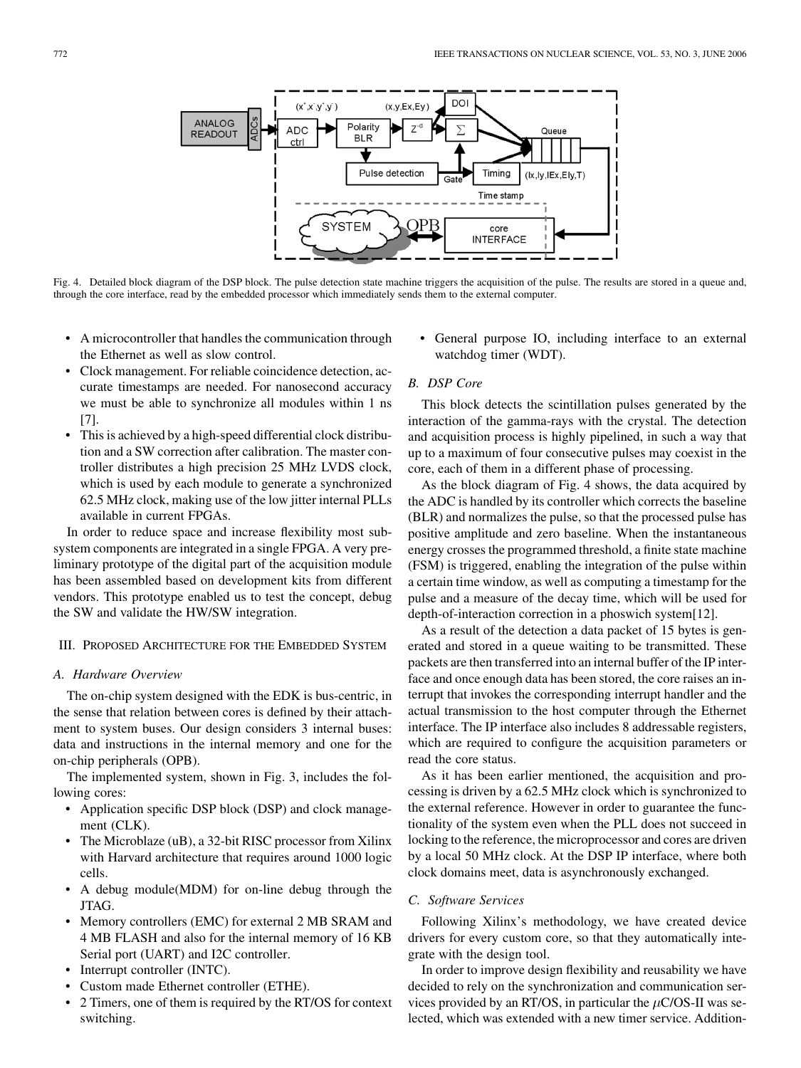Fig. 4. Detailed block diagram of the DSP block. The pulse detection state machine triggers the acquisition of the pulse. The results are stored in a queue and, through the core interface, read by the embedded processor which immediately sends them to the external computer.

- A microcontroller that handles the communication through the Ethernet as well as slow control.
- Clock management. For reliable coincidence detection, accurate timestamps are needed. For nanosecond accuracy we must be able to synchronize all modules within 1 ns [7].
- This is achieved by a high-speed differential clock distribution and a SW correction after calibration. The master controller distributes a high precision 25 MHz LVDS clock, which is used by each module to generate a synchronized 62.5 MHz clock, making use of the low jitter internal PLLs available in current FPGAs.

In order to reduce space and increase flexibility most subsystem components are integrated in a single FPGA. A very preliminary prototype of the digital part of the acquisition module has been assembled based on development kits from different vendors. This prototype enabled us to test the concept, debug the SW and validate the HW/SW integration.

## III. Proposed Architecture for the Embedded System

### A. Hardware Overview

The on-chip system designed with the EDK is bus-centric, in the sense that relation between cores is defined by their attachment to system buses. Our design considers 3 internal buses: data and instructions in the internal memory and one for the on-chip peripherals (OPB).

The implemented system, shown in Fig. 3, includes the following cores:

- Application specific DSP block (DSP) and clock management (CLK).
- The Microblaze (uB), a 32-bit RISC processor from Xilinx with Harvard architecture that requires around 1000 logic cells.
- A debug module(MDM) for on-line debug through the JTAG.
- Memory controllers (EMC) for external 2 MB SRAM and 4 MB FLASH and also for the internal memory of 16 KB Serial port (UART) and I2C controller.
- Interrupt controller (INTC).
- Custom made Ethernet controller (ETHE).
- 2 Timers, one of them is required by the RT/OS for context switching.
- General purpose IO, including interface to an external watchdog timer (WDT).

### B. DSP Core

This block detects the scintillation pulses generated by the interaction of the gamma-rays with the crystal. The detection and acquisition process is highly pipelined, in such a way that up to a maximum of four consecutive pulses may coexist in the core, each of them in a different phase of processing.

As the block diagram of Fig. 4 shows, the data acquired by the ADC is handled by its controller which corrects the baseline (BLR) and normalizes the pulse, so that the processed pulse has positive amplitude and zero baseline. When the instantaneous energy crosses the programmed threshold, a finite state machine (FSM) is triggered, enabling the integration of the pulse within a certain time window, as well as computing a timestamp for the pulse and a measure of the decay time, which will be used for depth-of-interaction correction in a phoswich system[12].

As a result of the detection a data packet of 15 bytes is generated and stored in a queue waiting to be transmitted. These packets are then transferred into an internal buffer of the IP interface and once enough data has been stored, the core raises an interrupt that invokes the corresponding interrupt handler and the actual transmission to the host computer through the Ethernet interface. The IP interface also includes 8 addressable registers, which are required to configure the acquisition parameters or read the core status.

As it has been earlier mentioned, the acquisition and processing is driven by a 62.5 MHz clock which is synchronized to the external reference. However in order to guarantee the functionality of the system even when the PLL does not succeed in locking to the reference, the microprocessor and cores are driven by a local 50 MHz clock. At the DSP IP interface, where both clock domains meet, data is asynchronously exchanged.

### C. Software Services

Following Xilinx's methodology, we have created device drivers for every custom core, so that they automatically integrate with the design tool.

In order to improve design flexibility and reusability we have decided to rely on the synchronization and communication services provided by an RT/OS, in particular the $\mu$C/OS-II was selected, which was extended with a new timer service. Addition-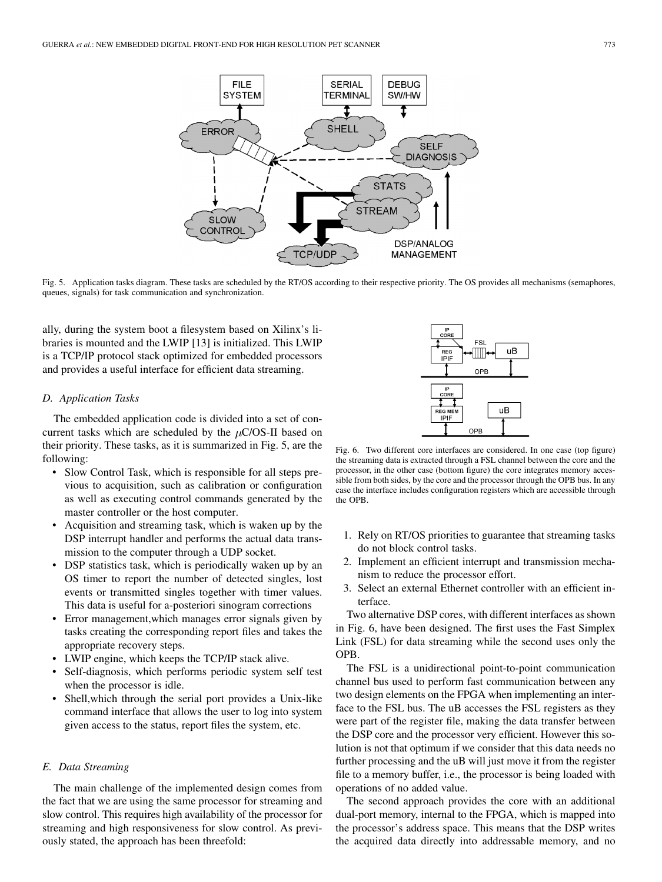Fig. 5. Application tasks diagram. These tasks are scheduled by the RT/OS according to their respective priority. The OS provides all mechanisms (semaphores, queues, signals) for task communication and synchronization.

ally, during the system boot a filesystem based on Xilinx's libraries is mounted and the LWIP [13] is initialized. This LWIP is a TCP/IP protocol stack optimized for embedded processors and provides a useful interface for efficient data streaming.

### *D. Application Tasks*

The embedded application code is divided into a set of concurrent tasks which are scheduled by the $\mu$C/OS-II based on their priority. These tasks, as it is summarized in Fig. 5, are the following:

- Slow Control Task, which is responsible for all steps previous to acquisition, such as calibration or configuration as well as executing control commands generated by the master controller or the host computer.
- Acquisition and streaming task, which is waken up by the DSP interrupt handler and performs the actual data transmission to the computer through a UDP socket.
- DSP statistics task, which is periodically waken up by an OS timer to report the number of detected singles, lost events or transmitted singles together with timer values. This data is useful for a-posteriori sinogram corrections
- Error management,which manages error signals given by tasks creating the corresponding report files and takes the appropriate recovery steps.
- LWIP engine, which keeps the TCP/IP stack alive.
- Self-diagnosis, which performs periodic system self test when the processor is idle.
- Shell,which through the serial port provides a Unix-like command interface that allows the user to log into system given access to the status, report files the system, etc.

### *E. Data Streaming*

The main challenge of the implemented design comes from the fact that we are using the same processor for streaming and slow control. This requires high availability of the processor for streaming and high responsiveness for slow control. As previously stated, the approach has been threefold:

Fig. 6. Two different core interfaces are considered. In one case (top figure) the streaming data is extracted through a FSL channel between the core and the processor, in the other case (bottom figure) the core integrates memory accessible from both sides, by the core and the processor through the OPB bus. In any case the interface includes configuration registers which are accessible through the OPB.

1. Rely on RT/OS priorities to guarantee that streaming tasks do not block control tasks.
2. Implement an efficient interrupt and transmission mechanism to reduce the processor effort.
3. Select an external Ethernet controller with an efficient interface.

Two alternative DSP cores, with different interfaces as shown in Fig. 6, have been designed. The first uses the Fast Simplex Link (FSL) for data streaming while the second uses only the OPB.

The FSL is a unidirectional point-to-point communication channel bus used to perform fast communication between any two design elements on the FPGA when implementing an interface to the FSL bus. The uB accesses the FSL registers as they were part of the register file, making the data transfer between the DSP core and the processor very efficient. However this solution is not that optimum if we consider that this data needs no further processing and the uB will just move it from the register file to a memory buffer, i.e., the processor is being loaded with operations of no added value.

The second approach provides the core with an additional dual-port memory, internal to the FPGA, which is mapped into the processor's address space. This means that the DSP writes the acquired data directly into addressable memory, and no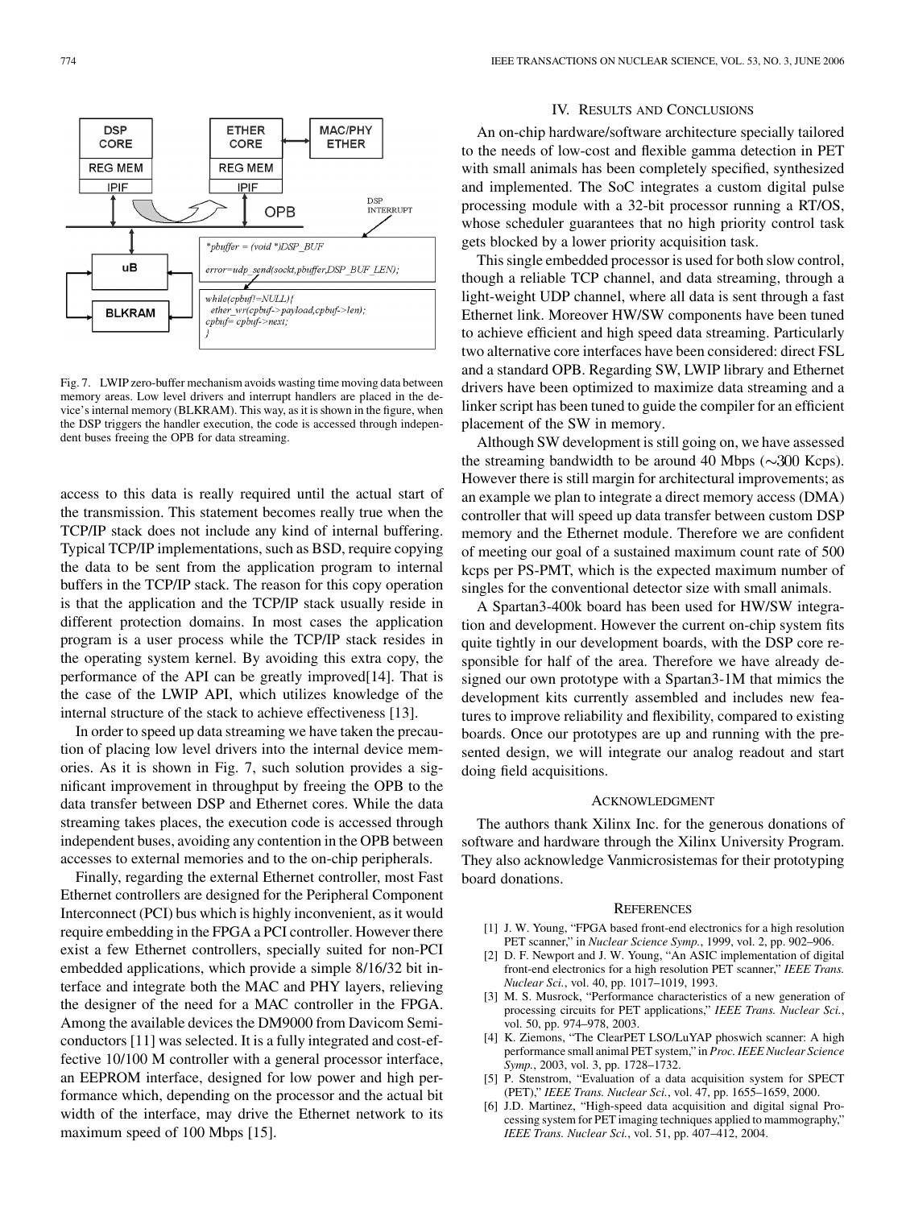Fig. 7. LWIP zero-buffer mechanism avoids wasting time moving data between memory areas. Low level drivers and interrupt handlers are placed in the device's internal memory (BLKRAM). This way, as it is shown in the figure, when the DSP triggers the handler execution, the code is accessed through independent buses freeing the OPB for data streaming.

access to this data is really required until the actual start of the transmission. This statement becomes really true when the TCP/IP stack does not include any kind of internal buffering. Typical TCP/IP implementations, such as BSD, require copying the data to be sent from the application program to internal buffers in the TCP/IP stack. The reason for this copy operation is that the application and the TCP/IP stack usually reside in different protection domains. In most cases the application program is a user process while the TCP/IP stack resides in the operating system kernel. By avoiding this extra copy, the performance of the API can be greatly improved[14]. That is the case of the LWIP API, which utilizes knowledge of the internal structure of the stack to achieve effectiveness [13].

In order to speed up data streaming we have taken the precaution of placing low level drivers into the internal device memories. As it is shown in Fig. 7, such solution provides a significant improvement in throughput by freeing the OPB to the data transfer between DSP and Ethernet cores. While the data streaming takes places, the execution code is accessed through independent buses, avoiding any contention in the OPB between accesses to external memories and to the on-chip peripherals.

Finally, regarding the external Ethernet controller, most Fast Ethernet controllers are designed for the Peripheral Component Interconnect (PCI) bus which is highly inconvenient, as it would require embedding in the FPGA a PCI controller. However there exist a few Ethernet controllers, specially suited for non-PCI embedded applications, which provide a simple 8/16/32 bit interface and integrate both the MAC and PHY layers, relieving the designer of the need for a MAC controller in the FPGA. Among the available devices the DM9000 from Davicom Semiconductors [11] was selected. It is a fully integrated and cost-effective 10/100 M controller with a general processor interface, an EEPROM interface, designed for low power and high performance which, depending on the processor and the actual bit width of the interface, may drive the Ethernet network to its maximum speed of 100 Mbps [15].

## IV. Results and Conclusions

An on-chip hardware/software architecture specially tailored to the needs of low-cost and flexible gamma detection in PET with small animals has been completely specified, synthesized and implemented. The SoC integrates a custom digital pulse processing module with a 32-bit processor running a RT/OS, whose scheduler guarantees that no high priority control task gets blocked by a lower priority acquisition task.

This single embedded processor is used for both slow control, though a reliable TCP channel, and data streaming, through a light-weight UDP channel, where all data is sent through a fast Ethernet link. Moreover HW/SW components have been tuned to achieve efficient and high speed data streaming. Particularly two alternative core interfaces have been considered: direct FSL and a standard OPB. Regarding SW, LWIP library and Ethernet drivers have been optimized to maximize data streaming and a linker script has been tuned to guide the compiler for an efficient placement of the SW in memory.

Although SW development is still going on, we have assessed the streaming bandwidth to be around 40 Mbps ($\sim$300 Kcps). However there is still margin for architectural improvements; as an example we plan to integrate a direct memory access (DMA) controller that will speed up data transfer between custom DSP memory and the Ethernet module. Therefore we are confident of meeting our goal of a sustained maximum count rate of 500 kcps per PS-PMT, which is the expected maximum number of singles for the conventional detector size with small animals.

A Spartan3-400k board has been used for HW/SW integration and development. However the current on-chip system fits quite tightly in our development boards, with the DSP core responsible for half of the area. Therefore we have already designed our own prototype with a Spartan3-1M that mimics the development kits currently assembled and includes new features to improve reliability and flexibility, compared to existing boards. Once our prototypes are up and running with the presented design, we will integrate our analog readout and start doing field acquisitions.

## Acknowledgment

The authors thank Xilinx Inc. for the generous donations of software and hardware through the Xilinx University Program. They also acknowledge Vanmicrosistemas for their prototyping board donations.

## References

[1] J. W. Young, "FPGA based front-end electronics for a high resolution PET scanner," in *Nuclear Science Symp.*, 1999, vol. 2, pp. 902–906.

[2] D. F. Newport and J. W. Young, "An ASIC implementation of digital front-end electronics for a high resolution PET scanner," *IEEE Trans. Nuclear Sci.*, vol. 40, pp. 1017–1019, 1993.

[3] M. S. Musrock, "Performance characteristics of a new generation of processing circuits for PET applications," *IEEE Trans. Nuclear Sci.*, vol. 50, pp. 974–978, 2003.

[4] K. Ziemons, "The ClearPET LSO/LuYAP phoswich scanner: A high performance small animal PET system," in *Proc. IEEE Nuclear Science Symp.*, 2003, vol. 3, pp. 1728–1732.

[5] P. Stenstrom, "Evaluation of a data acquisition system for SPECT (PET)," *IEEE Trans. Nuclear Sci.*, vol. 47, pp. 1655–1659, 2000.

[6] J.D. Martinez, "High-speed data acquisition and digital signal Processing system for PET imaging techniques applied to mammography," *IEEE Trans. Nuclear Sci.*, vol. 51, pp. 407–412, 2004.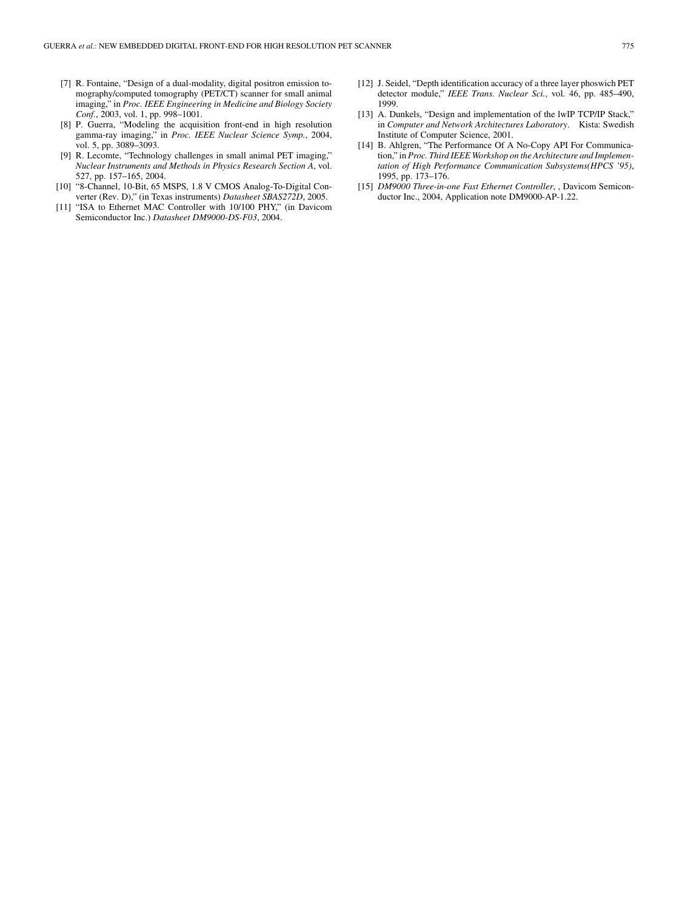[7] R. Fontaine, "Design of a dual-modality, digital positron emission tomography/computed tomography (PET/CT) scanner for small animal imaging," in *Proc. IEEE Engineering in Medicine and Biology Society Conf.*, 2003, vol. 1, pp. 998–1001.

[8] P. Guerra, "Modeling the acquisition front-end in high resolution gamma-ray imaging," in *Proc. IEEE Nuclear Science Symp.*, 2004, vol. 5, pp. 3089–3093.

[9] R. Lecomte, "Technology challenges in small animal PET imaging," *Nuclear Instruments and Methods in Physics Research Section A*, vol. 527, pp. 157–165, 2004.

[10] "8-Channel, 10-Bit, 65 MSPS, 1.8 V CMOS Analog-To-Digital Converter (Rev. D)," (in Texas instruments) *Datasheet SBAS272D*, 2005.

[11] "ISA to Ethernet MAC Controller with 10/100 PHY," (in Davicom Semiconductor Inc.) *Datasheet DM9000-DS-F03*, 2004.

[12] J. Seidel, "Depth identification accuracy of a three layer phoswich PET detector module," *IEEE Trans. Nuclear Sci.*, vol. 46, pp. 485–490, 1999.

[13] A. Dunkels, "Design and implementation of the lwIP TCP/IP Stack," in *Computer and Network Architectures Laboratory*. Kista: Swedish Institute of Computer Science, 2001.

[14] B. Ahlgren, "The Performance Of A No-Copy API For Communication," in *Proc. Third IEEE Workshop on the Architecture and Implementation of High Performance Communication Subsystems(HPCS '95)*, 1995, pp. 173–176.

[15] *DM9000 Three-in-one Fast Ethernet Controller*, , Davicom Semiconductor Inc., 2004, Application note DM9000-AP-1.22.